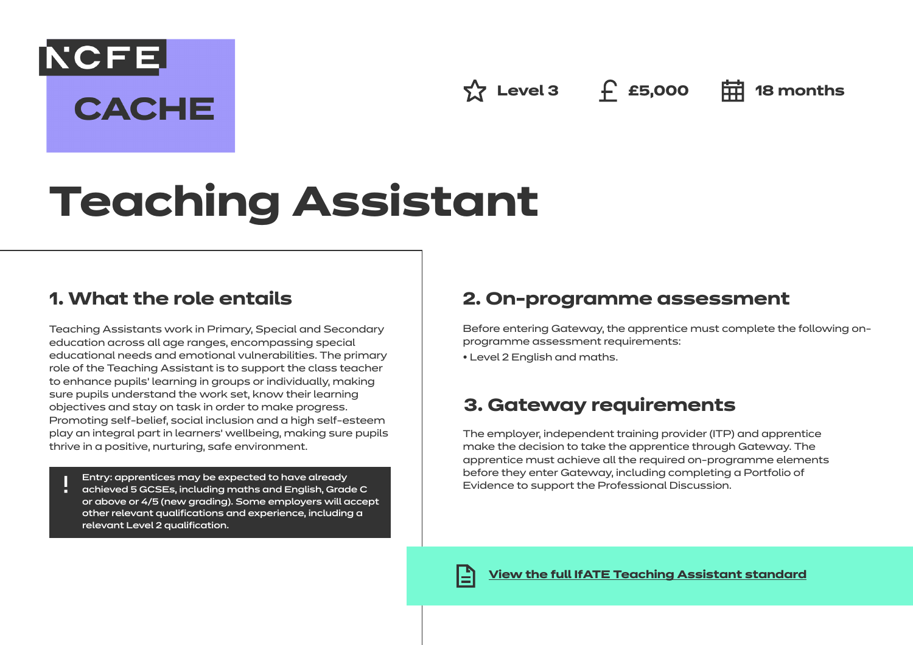NCFE CACHE

Level 3 | £5,000 | 18 months

# Teaching Assistant

## 1. What the role entails

Teaching Assistants work in Primary, Special and Secondary education across all age ranges, encompassing special educational needs and emotional vulnerabilities. The primary role of the Teaching Assistant is to support the class teacher to enhance pupils' learning in groups or individually, making sure pupils understand the work set, know their learning objectives and stay on task in order to make progress. Promoting self-belief, social inclusion and a high self-esteem play an integral part in learners' wellbeing, making sure pupils thrive in a positive, nurturing, safe environment.

> ! Entry: apprentices may be expected to have already achieved 5 GCSEs, including maths and English, Grade C or above or 4/5 (new grading). Some employers will accept other relevant qualifications and experience, including a relevant Level 2 qualification.

## 2. On-programme assessment

Before entering Gateway, the apprentice must complete the following on-programme assessment requirements:

- Level 2 English and maths.

## 3. Gateway requirements

The employer, independent training provider (ITP) and apprentice make the decision to take the apprentice through Gateway. The apprentice must achieve all the required on-programme elements before they enter Gateway, including completing a Portfolio of Evidence to support the Professional Discussion.

**View the full IfATE Teaching Assistant standard**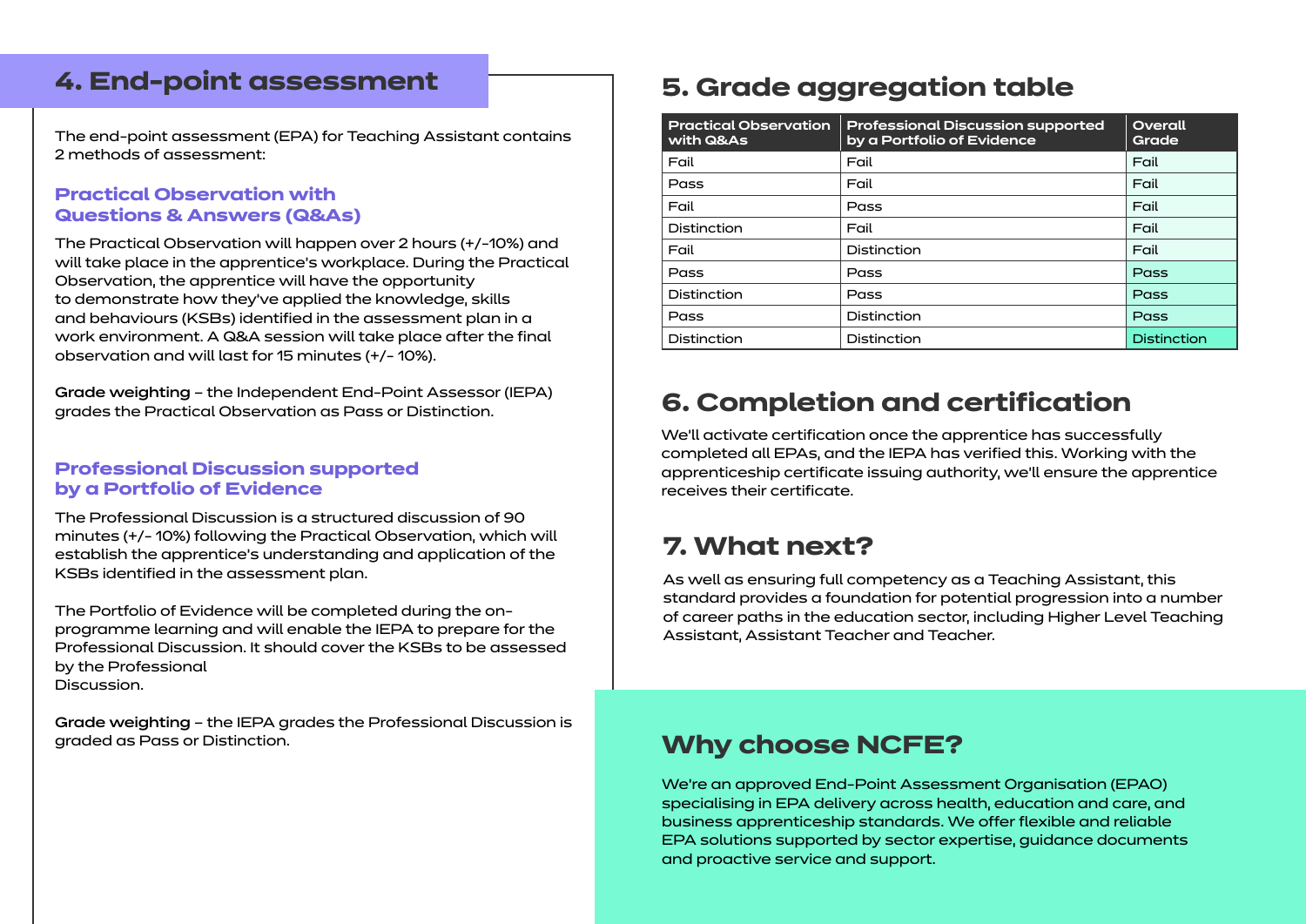## 4. End-point assessment

The end-point assessment (EPA) for Teaching Assistant contains 2 methods of assessment:

### Practical Observation with Questions & Answers (Q&As)

The Practical Observation will happen over 2 hours (+/-10%) and will take place in the apprentice's workplace. During the Practical Observation, the apprentice will have the opportunity to demonstrate how they've applied the knowledge, skills and behaviours (KSBs) identified in the assessment plan in a work environment. A Q&A session will take place after the final observation and will last for 15 minutes (+/- 10%).

**Grade weighting** – the Independent End-Point Assessor (IEPA) grades the Practical Observation as Pass or Distinction.

### Professional Discussion supported by a Portfolio of Evidence

The Professional Discussion is a structured discussion of 90 minutes (+/- 10%) following the Practical Observation, which will establish the apprentice's understanding and application of the KSBs identified in the assessment plan.

The Portfolio of Evidence will be completed during the on-programme learning and will enable the IEPA to prepare for the Professional Discussion. It should cover the KSBs to be assessed by the Professional Discussion.

**Grade weighting** – the IEPA grades the Professional Discussion is graded as Pass or Distinction.

## 5. Grade aggregation table

| Practical Observation with Q&As | Professional Discussion supported by a Portfolio of Evidence | Overall Grade |
|---|---|---|
| Fail | Fail | Fail |
| Pass | Fail | Fail |
| Fail | Pass | Fail |
| Distinction | Fail | Fail |
| Fail | Distinction | Fail |
| Pass | Pass | Pass |
| Distinction | Pass | Pass |
| Pass | Distinction | Pass |
| Distinction | Distinction | Distinction |

## 6. Completion and certification

We'll activate certification once the apprentice has successfully completed all EPAs, and the IEPA has verified this. Working with the apprenticeship certificate issuing authority, we'll ensure the apprentice receives their certificate.

## 7. What next?

As well as ensuring full competency as a Teaching Assistant, this standard provides a foundation for potential progression into a number of career paths in the education sector, including Higher Level Teaching Assistant, Assistant Teacher and Teacher.

## Why choose NCFE?

We're an approved End-Point Assessment Organisation (EPAO) specialising in EPA delivery across health, education and care, and business apprenticeship standards. We offer flexible and reliable EPA solutions supported by sector expertise, guidance documents and proactive service and support.